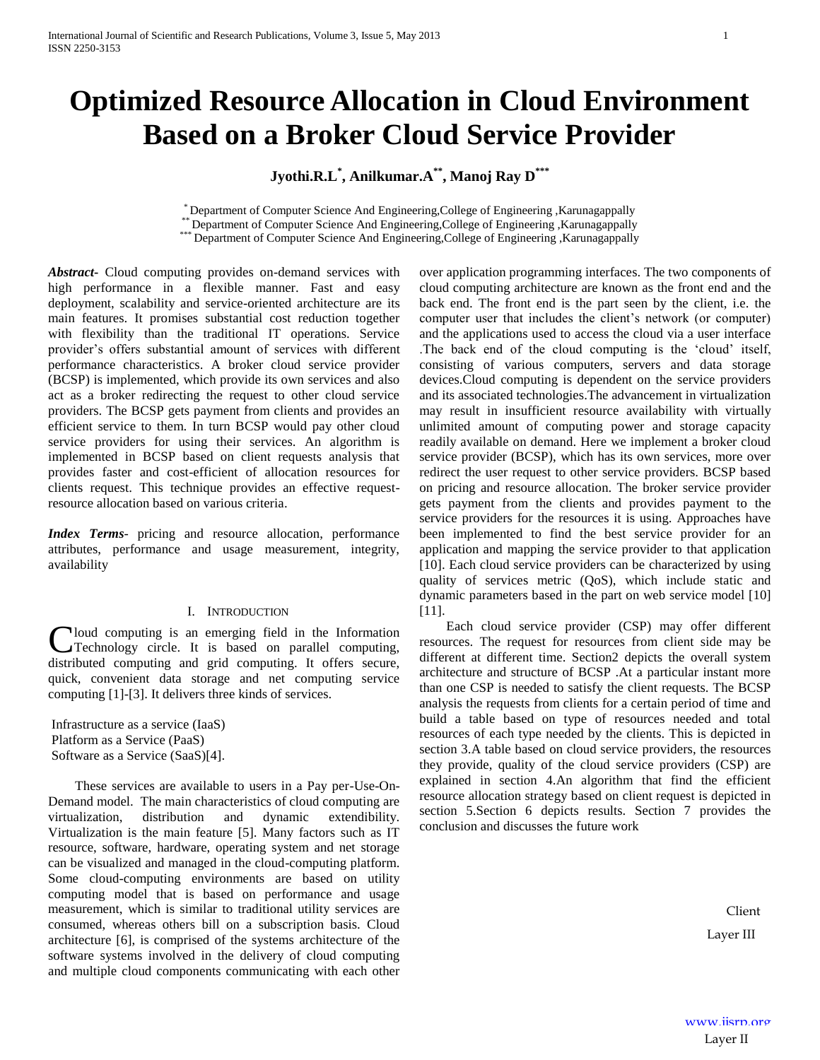# Optimized Resource Allocation in Cloud Environment Based on a Broker Cloud Service Provider

**Jyothi.R.L[\*], Anilkumar.A[\*\*], Manoj Ray D[\*\*\*]**

[\*] Department of Computer Science And Engineering,College of Engineering ,Karunagappally
[\*\*] Department of Computer Science And Engineering,College of Engineering ,Karunagappally
[\*\*\*] Department of Computer Science And Engineering,College of Engineering ,Karunagappally

***Abstract-*** Cloud computing provides on-demand services with high performance in a flexible manner. Fast and easy deployment, scalability and service-oriented architecture are its main features. It promises substantial cost reduction together with flexibility than the traditional IT operations. Service provider's offers substantial amount of services with different performance characteristics. A broker cloud service provider (BCSP) is implemented, which provide its own services and also act as a broker redirecting the request to other cloud service providers. The BCSP gets payment from clients and provides an efficient service to them. In turn BCSP would pay other cloud service providers for using their services. An algorithm is implemented in BCSP based on client requests analysis that provides faster and cost-efficient of allocation resources for clients request. This technique provides an effective request-resource allocation based on various criteria.

***Index Terms*-** pricing and resource allocation, performance attributes, performance and usage measurement, integrity, availability

## I. Introduction

Cloud computing is an emerging field in the Information Technology circle. It is based on parallel computing, distributed computing and grid computing. It offers secure, quick, convenient data storage and net computing service computing [1]-[3]. It delivers three kinds of services.

Infrastructure as a service (IaaS)
Platform as a Service (PaaS)
Software as a Service (SaaS)[4].

These services are available to users in a Pay per-Use-On-Demand model. The main characteristics of cloud computing are virtualization, distribution and dynamic extendibility. Virtualization is the main feature [5]. Many factors such as IT resource, software, hardware, operating system and net storage can be visualized and managed in the cloud-computing platform. Some cloud-computing environments are based on utility computing model that is based on performance and usage measurement, which is similar to traditional utility services are consumed, whereas others bill on a subscription basis. Cloud architecture [6], is comprised of the systems architecture of the software systems involved in the delivery of cloud computing and multiple cloud components communicating with each other over application programming interfaces. The two components of cloud computing architecture are known as the front end and the back end. The front end is the part seen by the client, i.e. the computer user that includes the client's network (or computer) and the applications used to access the cloud via a user interface .The back end of the cloud computing is the 'cloud' itself, consisting of various computers, servers and data storage devices.Cloud computing is dependent on the service providers and its associated technologies.The advancement in virtualization may result in insufficient resource availability with virtually unlimited amount of computing power and storage capacity readily available on demand. Here we implement a broker cloud service provider (BCSP), which has its own services, more over redirect the user request to other service providers. BCSP based on pricing and resource allocation. The broker service provider gets payment from the clients and provides payment to the service providers for the resources it is using. Approaches have been implemented to find the best service provider for an application and mapping the service provider to that application [10]. Each cloud service providers can be characterized by using quality of services metric (QoS), which include static and dynamic parameters based in the part on web service model [10] [11].

Each cloud service provider (CSP) may offer different resources. The request for resources from client side may be different at different time. Section2 depicts the overall system architecture and structure of BCSP .At a particular instant more than one CSP is needed to satisfy the client requests. The BCSP analysis the requests from clients for a certain period of time and build a table based on type of resources needed and total resources of each type needed by the clients. This is depicted in section 3.A table based on cloud service providers, the resources they provide, quality of the cloud service providers (CSP) are explained in section 4.An algorithm that find the efficient resource allocation strategy based on client request is depicted in section 5.Section 6 depicts results. Section 7 provides the conclusion and discusses the future work

Client
Layer III

Layer II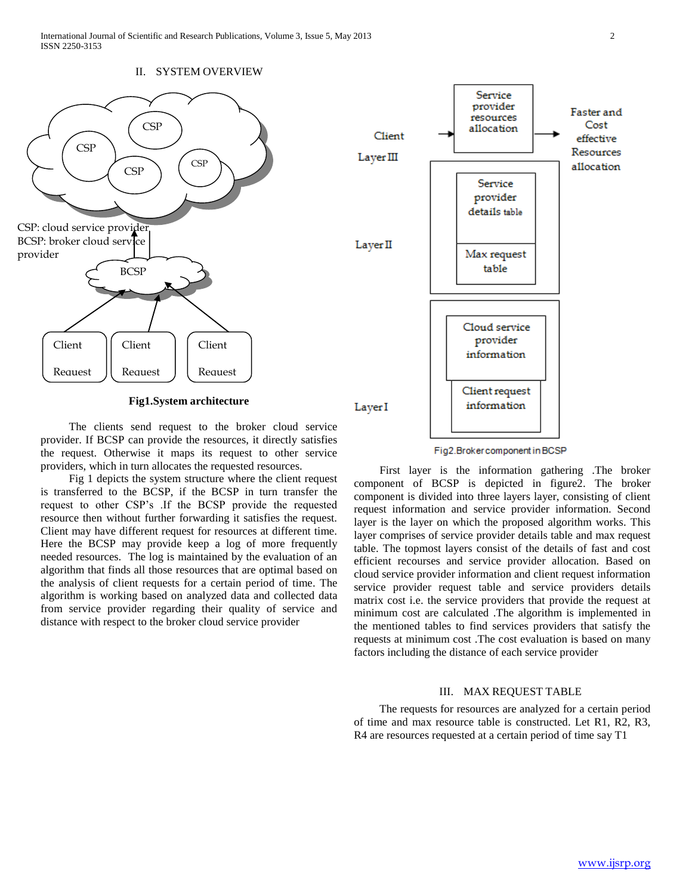## II. SYSTEM OVERVIEW

CSP: cloud service provider
BCSP: broker cloud service provider

**Fig1.System architecture**

The clients send request to the broker cloud service provider. If BCSP can provide the resources, it directly satisfies the request. Otherwise it maps its request to other service providers, which in turn allocates the requested resources.

Fig 1 depicts the system structure where the client request is transferred to the BCSP, if the BCSP in turn transfer the request to other CSP's .If the BCSP provide the requested resource then without further forwarding it satisfies the request. Client may have different request for resources at different time. Here the BCSP may provide keep a log of more frequently needed resources. The log is maintained by the evaluation of an algorithm that finds all those resources that are optimal based on the analysis of client requests for a certain period of time. The algorithm is working based on analyzed data and collected data from service provider regarding their quality of service and distance with respect to the broker cloud service provider

Fig2.Broker component in BCSP

First layer is the information gathering .The broker component of BCSP is depicted in figure2. The broker component is divided into three layers layer, consisting of client request information and service provider information. Second layer is the layer on which the proposed algorithm works. This layer comprises of service provider details table and max request table. The topmost layers consist of the details of fast and cost efficient recourses and service provider allocation. Based on cloud service provider information and client request information service provider request table and service providers details matrix cost i.e. the service providers that provide the request at minimum cost are calculated .The algorithm is implemented in the mentioned tables to find services providers that satisfy the requests at minimum cost .The cost evaluation is based on many factors including the distance of each service provider

## III. MAX REQUEST TABLE

The requests for resources are analyzed for a certain period of time and max resource table is constructed. Let R1, R2, R3, R4 are resources requested at a certain period of time say T1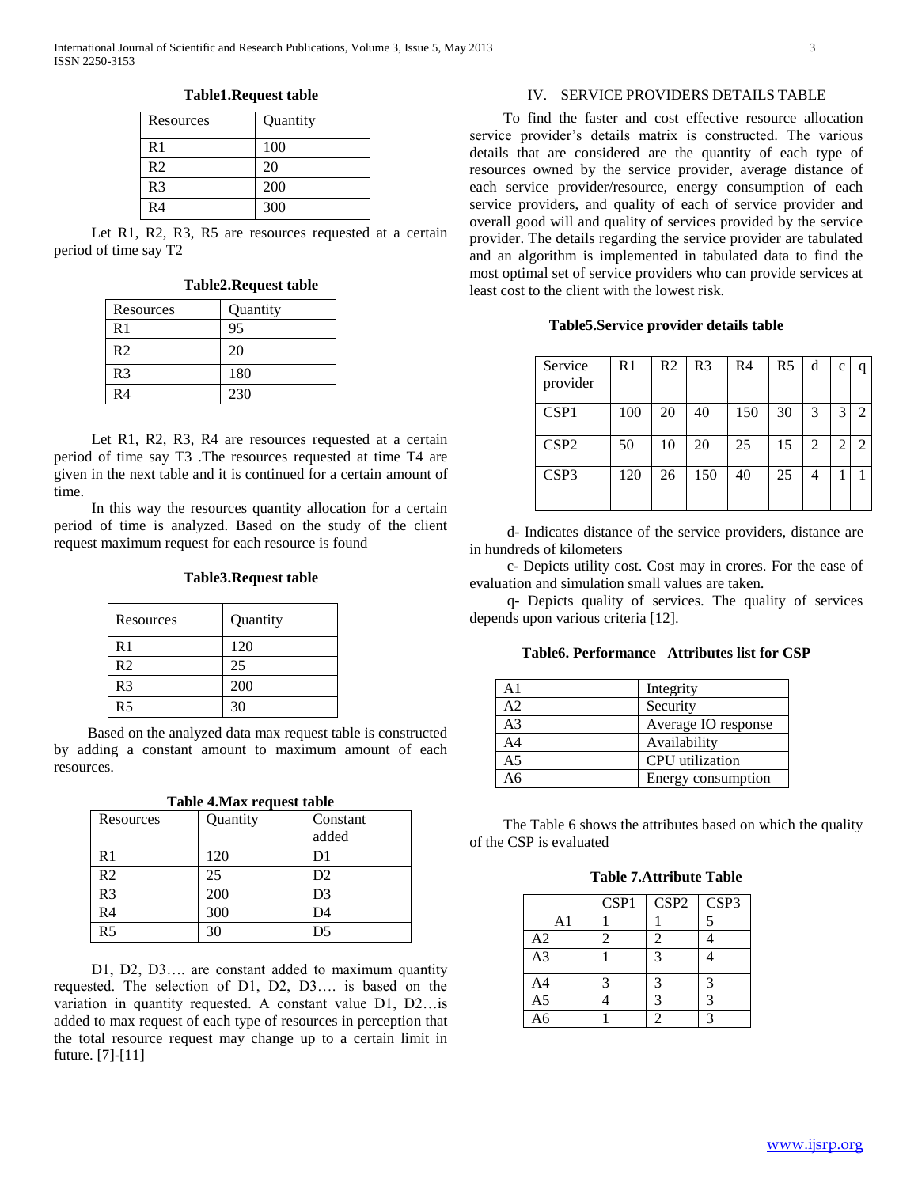**Table1.Request table**

| Resources | Quantity |
| --- | --- |
| R1 | 100 |
| R2 | 20 |
| R3 | 200 |
| R4 | 300 |

Let R1, R2, R3, R5 are resources requested at a certain period of time say T2

**Table2.Request table**

| Resources | Quantity |
| --- | --- |
| R1 | 95 |
| R2 | 20 |
| R3 | 180 |
| R4 | 230 |

Let R1, R2, R3, R4 are resources requested at a certain period of time say T3 .The resources requested at time T4 are given in the next table and it is continued for a certain amount of time.

In this way the resources quantity allocation for a certain period of time is analyzed. Based on the study of the client request maximum request for each resource is found

**Table3.Request table**

| Resources | Quantity |
| --- | --- |
| R1 | 120 |
| R2 | 25 |
| R3 | 200 |
| R5 | 30 |

Based on the analyzed data max request table is constructed by adding a constant amount to maximum amount of each resources.

**Table 4.Max request table**

| Resources | Quantity | Constant added |
| --- | --- | --- |
| R1 | 120 | D1 |
| R2 | 25 | D2 |
| R3 | 200 | D3 |
| R4 | 300 | D4 |
| R5 | 30 | D5 |

D1, D2, D3…. are constant added to maximum quantity requested. The selection of D1, D2, D3…. is based on the variation in quantity requested. A constant value D1, D2…is added to max request of each type of resources in perception that the total resource request may change up to a certain limit in future. [7]-[11]

## IV. SERVICE PROVIDERS DETAILS TABLE

To find the faster and cost effective resource allocation service provider's details matrix is constructed. The various details that are considered are the quantity of each type of resources owned by the service provider, average distance of each service provider/resource, energy consumption of each service providers, and quality of each of service provider and overall good will and quality of services provided by the service provider. The details regarding the service provider are tabulated and an algorithm is implemented in tabulated data to find the most optimal set of service providers who can provide services at least cost to the client with the lowest risk.

**Table5.Service provider details table**

| Service provider | R1 | R2 | R3 | R4 | R5 | d | c | q |
| --- | --- | --- | --- | --- | --- | --- | --- | --- |
| CSP1 | 100 | 20 | 40 | 150 | 30 | 3 | 3 | 2 |
| CSP2 | 50 | 10 | 20 | 25 | 15 | 2 | 2 | 2 |
| CSP3 | 120 | 26 | 150 | 40 | 25 | 4 | 1 | 1 |

d- Indicates distance of the service providers, distance are in hundreds of kilometers

c- Depicts utility cost. Cost may in crores. For the ease of evaluation and simulation small values are taken.

q- Depicts quality of services. The quality of services depends upon various criteria [12].

**Table6. Performance Attributes list for CSP**

| | |
| --- | --- |
| A1 | Integrity |
| A2 | Security |
| A3 | Average IO response |
| A4 | Availability |
| A5 | CPU utilization |
| A6 | Energy consumption |

The Table 6 shows the attributes based on which the quality of the CSP is evaluated

**Table 7.Attribute Table**

| | CSP1 | CSP2 | CSP3 |
| --- | --- | --- | --- |
| A1 | 1 | 1 | 5 |
| A2 | 2 | 2 | 4 |
| A3 | 1 | 3 | 4 |
| A4 | 3 | 3 | 3 |
| A5 | 4 | 3 | 3 |
| A6 | 1 | 2 | 3 |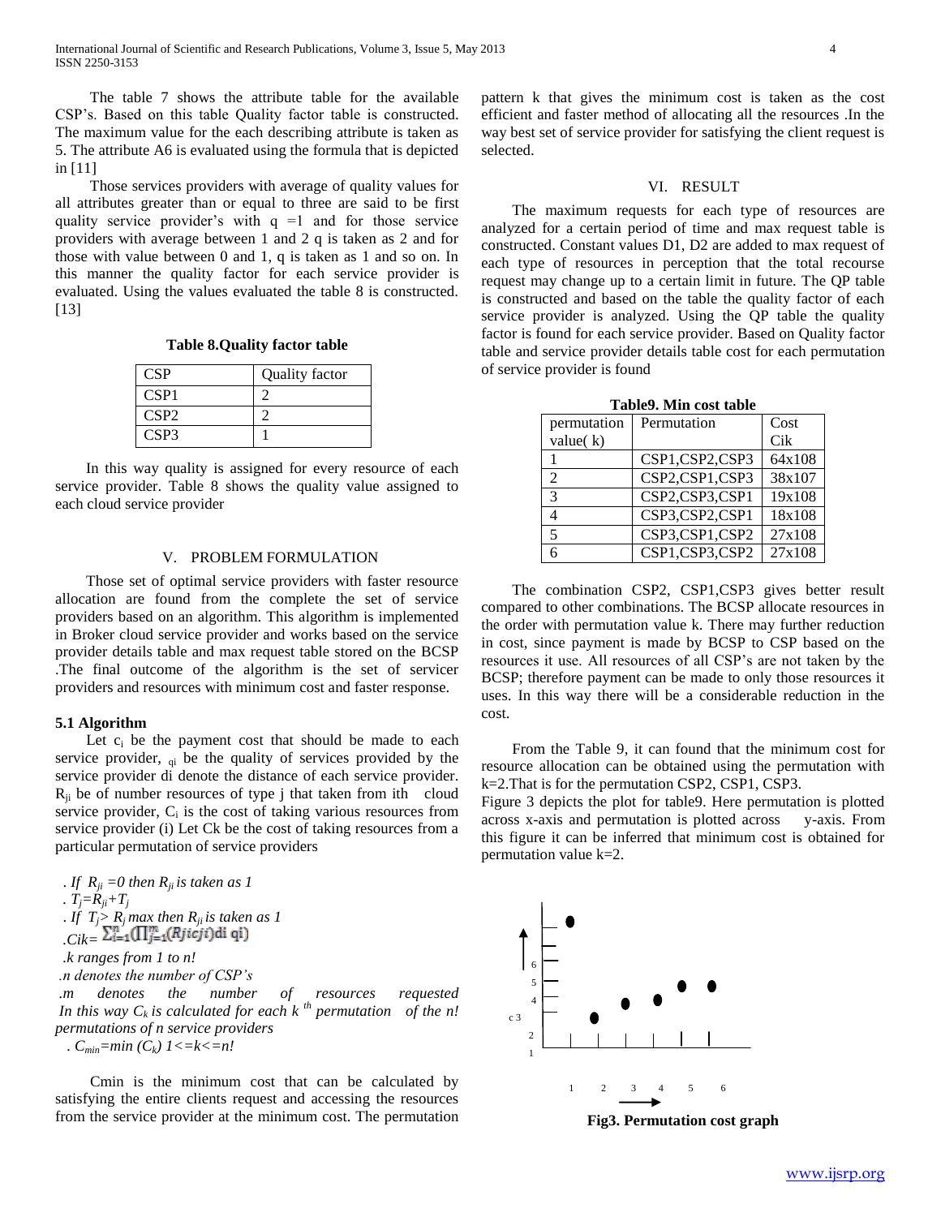The table 7 shows the attribute table for the available CSP's. Based on this table Quality factor table is constructed. The maximum value for the each describing attribute is taken as 5. The attribute A6 is evaluated using the formula that is depicted in [11]

Those services providers with average of quality values for all attributes greater than or equal to three are said to be first quality service provider's with q =1 and for those service providers with average between 1 and 2 q is taken as 2 and for those with value between 0 and 1, q is taken as 1 and so on. In this manner the quality factor for each service provider is evaluated. Using the values evaluated the table 8 is constructed. [13]

**Table 8.Quality factor table**

| CSP | Quality factor |
|---|---|
| CSP1 | 2 |
| CSP2 | 2 |
| CSP3 | 1 |

In this way quality is assigned for every resource of each service provider. Table 8 shows the quality value assigned to each cloud service provider

## V. PROBLEM FORMULATION

Those set of optimal service providers with faster resource allocation are found from the complete the set of service providers based on an algorithm. This algorithm is implemented in Broker cloud service provider and works based on the service provider details table and max request table stored on the BCSP .The final outcome of the algorithm is the set of servicer providers and resources with minimum cost and faster response.

### 5.1 Algorithm

Let $c_i$ be the payment cost that should be made to each service provider, $_{qi}$ be the quality of services provided by the service provider di denote the distance of each service provider. $R_{ji}$ be of number resources of type j that taken from ith cloud service provider, $C_i$ is the cost of taking various resources from service provider (i) Let Ck be the cost of taking resources from a particular permutation of service providers

*. If $R_{ji}$ =0 then $R_{ji}$ is taken as 1*
*. $T_j=R_{ji}+T_j$*
*. If $T_j > R_j$ max then $R_{ji}$ is taken as 1*
*.$Cik= \sum_{i=1}^{n}(\prod_{j=1}^{m}(Rjicji)\text{di qi})$*
*.k ranges from 1 to n!*
*.n denotes the number of CSP's*
*.m denotes the number of resources requested In this way $C_k$ is calculated for each $k^{th}$ permutation of the n! permutations of n service providers*
*. $C_{min}=min(C_k)$ 1<=k<=n!*

Cmin is the minimum cost that can be calculated by satisfying the entire clients request and accessing the resources from the service provider at the minimum cost. The permutation pattern k that gives the minimum cost is taken as the cost efficient and faster method of allocating all the resources .In the way best set of service provider for satisfying the client request is selected.

## VI. RESULT

The maximum requests for each type of resources are analyzed for a certain period of time and max request table is constructed. Constant values D1, D2 are added to max request of each type of resources in perception that the total recourse request may change up to a certain limit in future. The QP table is constructed and based on the table the quality factor of each service provider is analyzed. Using the QP table the quality factor is found for each service provider. Based on Quality factor table and service provider details table cost for each permutation of service provider is found

**Table9. Min cost table**

| permutation value( k) | Permutation | Cost Cik |
|---|---|---|
| 1 | CSP1,CSP2,CSP3 | 64x108 |
| 2 | CSP2,CSP1,CSP3 | 38x107 |
| 3 | CSP2,CSP3,CSP1 | 19x108 |
| 4 | CSP3,CSP2,CSP1 | 18x108 |
| 5 | CSP3,CSP1,CSP2 | 27x108 |
| 6 | CSP1,CSP3,CSP2 | 27x108 |

The combination CSP2, CSP1,CSP3 gives better result compared to other combinations. The BCSP allocate resources in the order with permutation value k. There may further reduction in cost, since payment is made by BCSP to CSP based on the resources it use. All resources of all CSP's are not taken by the BCSP; therefore payment can be made to only those resources it uses. In this way there will be a considerable reduction in the cost.

From the Table 9, it can found that the minimum cost for resource allocation can be obtained using the permutation with k=2.That is for the permutation CSP2, CSP1, CSP3.
Figure 3 depicts the plot for table9. Here permutation is plotted across x-axis and permutation is plotted across y-axis. From this figure it can be inferred that minimum cost is obtained for permutation value k=2.

**Fig3. Permutation cost graph**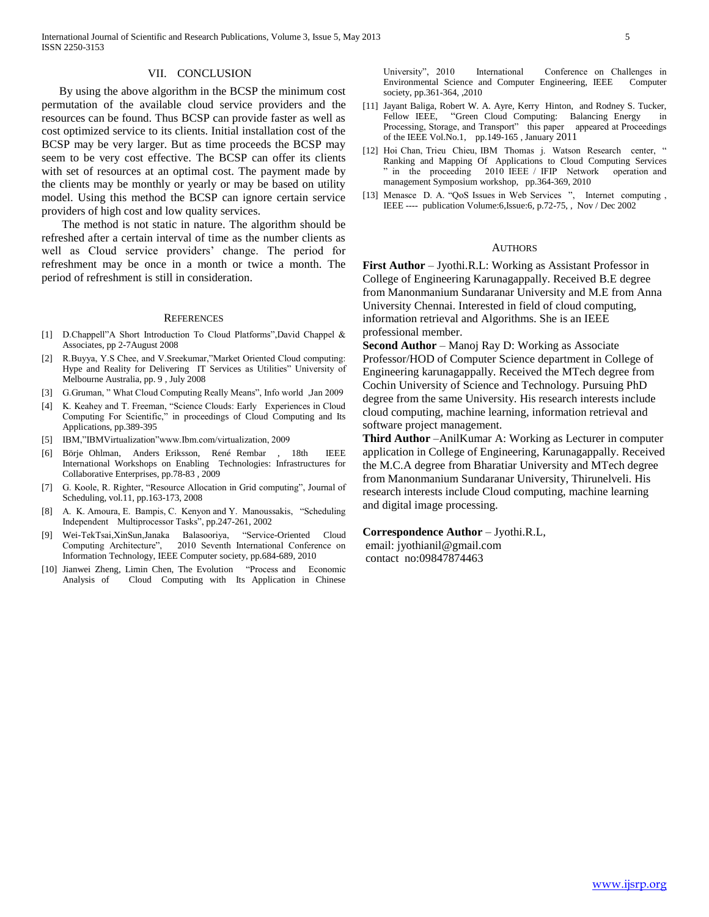## VII. CONCLUSION

By using the above algorithm in the BCSP the minimum cost permutation of the available cloud service providers and the resources can be found. Thus BCSP can provide faster as well as cost optimized service to its clients. Initial installation cost of the BCSP may be very larger. But as time proceeds the BCSP may seem to be very cost effective. The BCSP can offer its clients with set of resources at an optimal cost. The payment made by the clients may be monthly or yearly or may be based on utility model. Using this method the BCSP can ignore certain service providers of high cost and low quality services.

The method is not static in nature. The algorithm should be refreshed after a certain interval of time as the number clients as well as Cloud service providers' change. The period for refreshment may be once in a month or twice a month. The period of refreshment is still in consideration.

## REFERENCES

[1] D.Chappell"A Short Introduction To Cloud Platforms",David Chappel & Associates, pp 2-7August 2008

[2] R.Buyya, Y.S Chee, and V.Sreekumar,"Market Oriented Cloud computing: Hype and Reality for Delivering IT Services as Utilities" University of Melbourne Australia, pp. 9 , July 2008

[3] G.Gruman, " What Cloud Computing Really Means", Info world ,Jan 2009

[4] K. Keahey and T. Freeman, "Science Clouds: Early Experiences in Cloud Computing For Scientific," in proceedings of Cloud Computing and Its Applications, pp.389-395

[5] IBM,"IBMVirtualization"www.Ibm.com/virtualization, 2009

[6] Börje Ohlman, Anders Eriksson, René Rembar , 18th IEEE International Workshops on Enabling Technologies: Infrastructures for Collaborative Enterprises, pp.78-83 , 2009

[7] G. Koole, R. Righter, "Resource Allocation in Grid computing", Journal of Scheduling, vol.11, pp.163-173, 2008

[8] A. K. Amoura, E. Bampis, C. Kenyon and Y. Manoussakis, "Scheduling Independent Multiprocessor Tasks", pp.247-261, 2002

[9] Wei-TekTsai,XinSun,Janaka Balasooriya, "Service-Oriented Cloud Computing Architecture", 2010 Seventh International Conference on Information Technology, IEEE Computer society, pp.684-689, 2010

[10] Jianwei Zheng, Limin Chen, The Evolution "Process and Economic Analysis of Cloud Computing with Its Application in Chinese University", 2010 International Conference on Challenges in Environmental Science and Computer Engineering, IEEE Computer society, pp.361-364, ,2010

[11] Jayant Baliga, Robert W. A. Ayre, Kerry Hinton, and Rodney S. Tucker, Fellow IEEE, "Green Cloud Computing: Balancing Energy in Processing, Storage, and Transport" this paper appeared at Proceedings of the IEEE Vol.No.1, pp.149-165 , January 2011

[12] Hoi Chan, Trieu Chieu, IBM Thomas j. Watson Research center, " Ranking and Mapping Of Applications to Cloud Computing Services " in the proceeding 2010 IEEE / IFIP Network operation and management Symposium workshop, pp.364-369, 2010

[13] Menasce D. A. "QoS Issues in Web Services ", Internet computing , IEEE ---- publication Volume:6,Issue:6, p.72-75, , Nov / Dec 2002

## AUTHORS

**First Author** – Jyothi.R.L: Working as Assistant Professor in College of Engineering Karunagappally. Received B.E degree from Manonmanium Sundaranar University and M.E from Anna University Chennai. Interested in field of cloud computing, information retrieval and Algorithms. She is an IEEE professional member.

**Second Author** – Manoj Ray D: Working as Associate Professor/HOD of Computer Science department in College of Engineering karunagappally. Received the MTech degree from Cochin University of Science and Technology. Pursuing PhD degree from the same University. His research interests include cloud computing, machine learning, information retrieval and software project management.

**Third Author** –AnilKumar A: Working as Lecturer in computer application in College of Engineering, Karunagappally. Received the M.C.A degree from Bharatiar University and MTech degree from Manonmanium Sundaranar University, Thirunelveli. His research interests include Cloud computing, machine learning and digital image processing.

**Correspondence Author** – Jyothi.R.L,
email: jyothianil@gmail.com
contact no:09847874463